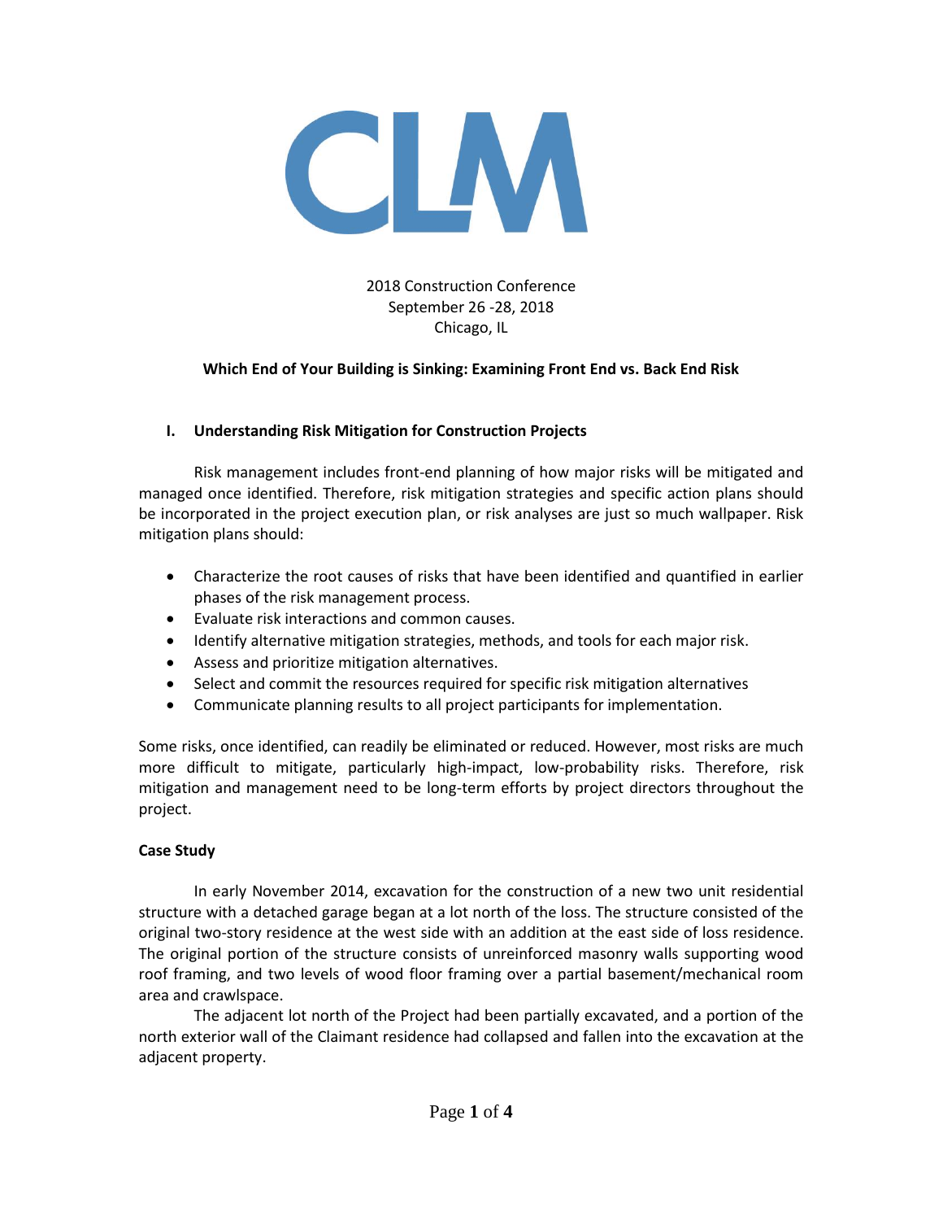CLM

2018 Construction Conference
September 26 -28, 2018
Chicago, IL

**Which End of Your Building is Sinking: Examining Front End vs. Back End Risk**

## I. Understanding Risk Mitigation for Construction Projects

Risk management includes front-end planning of how major risks will be mitigated and managed once identified. Therefore, risk mitigation strategies and specific action plans should be incorporated in the project execution plan, or risk analyses are just so much wallpaper. Risk mitigation plans should:

- Characterize the root causes of risks that have been identified and quantified in earlier phases of the risk management process.
- Evaluate risk interactions and common causes.
- Identify alternative mitigation strategies, methods, and tools for each major risk.
- Assess and prioritize mitigation alternatives.
- Select and commit the resources required for specific risk mitigation alternatives
- Communicate planning results to all project participants for implementation.

Some risks, once identified, can readily be eliminated or reduced. However, most risks are much more difficult to mitigate, particularly high-impact, low-probability risks. Therefore, risk mitigation and management need to be long-term efforts by project directors throughout the project.

**Case Study**

In early November 2014, excavation for the construction of a new two unit residential structure with a detached garage began at a lot north of the loss. The structure consisted of the original two-story residence at the west side with an addition at the east side of loss residence. The original portion of the structure consists of unreinforced masonry walls supporting wood roof framing, and two levels of wood floor framing over a partial basement/mechanical room area and crawlspace.

The adjacent lot north of the Project had been partially excavated, and a portion of the north exterior wall of the Claimant residence had collapsed and fallen into the excavation at the adjacent property.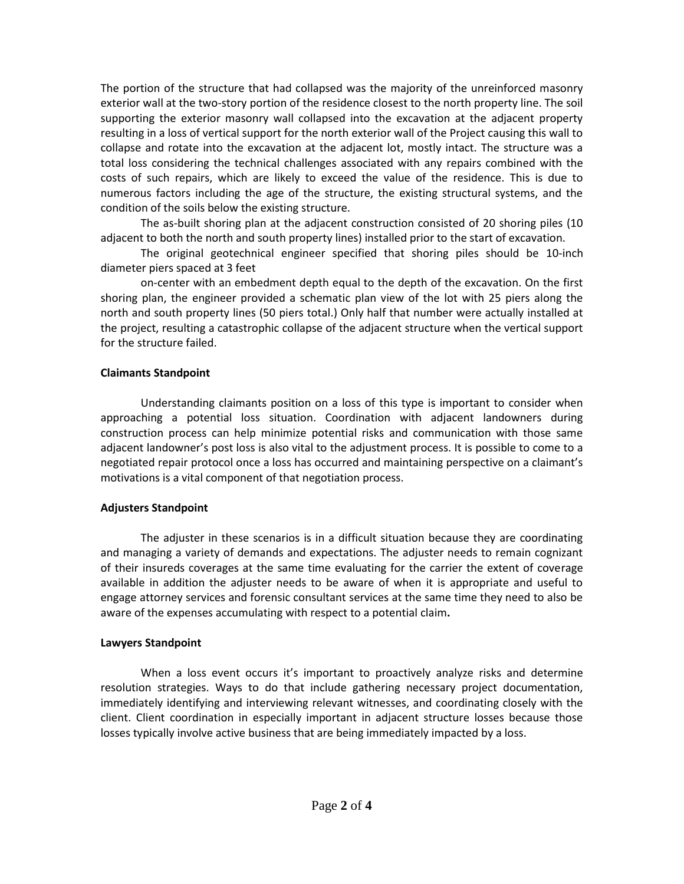The portion of the structure that had collapsed was the majority of the unreinforced masonry exterior wall at the two-story portion of the residence closest to the north property line. The soil supporting the exterior masonry wall collapsed into the excavation at the adjacent property resulting in a loss of vertical support for the north exterior wall of the Project causing this wall to collapse and rotate into the excavation at the adjacent lot, mostly intact. The structure was a total loss considering the technical challenges associated with any repairs combined with the costs of such repairs, which are likely to exceed the value of the residence. This is due to numerous factors including the age of the structure, the existing structural systems, and the condition of the soils below the existing structure.

The as-built shoring plan at the adjacent construction consisted of 20 shoring piles (10 adjacent to both the north and south property lines) installed prior to the start of excavation.

The original geotechnical engineer specified that shoring piles should be 10-inch diameter piers spaced at 3 feet

on-center with an embedment depth equal to the depth of the excavation. On the first shoring plan, the engineer provided a schematic plan view of the lot with 25 piers along the north and south property lines (50 piers total.) Only half that number were actually installed at the project, resulting a catastrophic collapse of the adjacent structure when the vertical support for the structure failed.

**Claimants Standpoint**

Understanding claimants position on a loss of this type is important to consider when approaching a potential loss situation. Coordination with adjacent landowners during construction process can help minimize potential risks and communication with those same adjacent landowner's post loss is also vital to the adjustment process. It is possible to come to a negotiated repair protocol once a loss has occurred and maintaining perspective on a claimant's motivations is a vital component of that negotiation process.

**Adjusters Standpoint**

The adjuster in these scenarios is in a difficult situation because they are coordinating and managing a variety of demands and expectations. The adjuster needs to remain cognizant of their insureds coverages at the same time evaluating for the carrier the extent of coverage available in addition the adjuster needs to be aware of when it is appropriate and useful to engage attorney services and forensic consultant services at the same time they need to also be aware of the expenses accumulating with respect to a potential claim**.**

**Lawyers Standpoint**

When a loss event occurs it's important to proactively analyze risks and determine resolution strategies. Ways to do that include gathering necessary project documentation, immediately identifying and interviewing relevant witnesses, and coordinating closely with the client. Client coordination in especially important in adjacent structure losses because those losses typically involve active business that are being immediately impacted by a loss.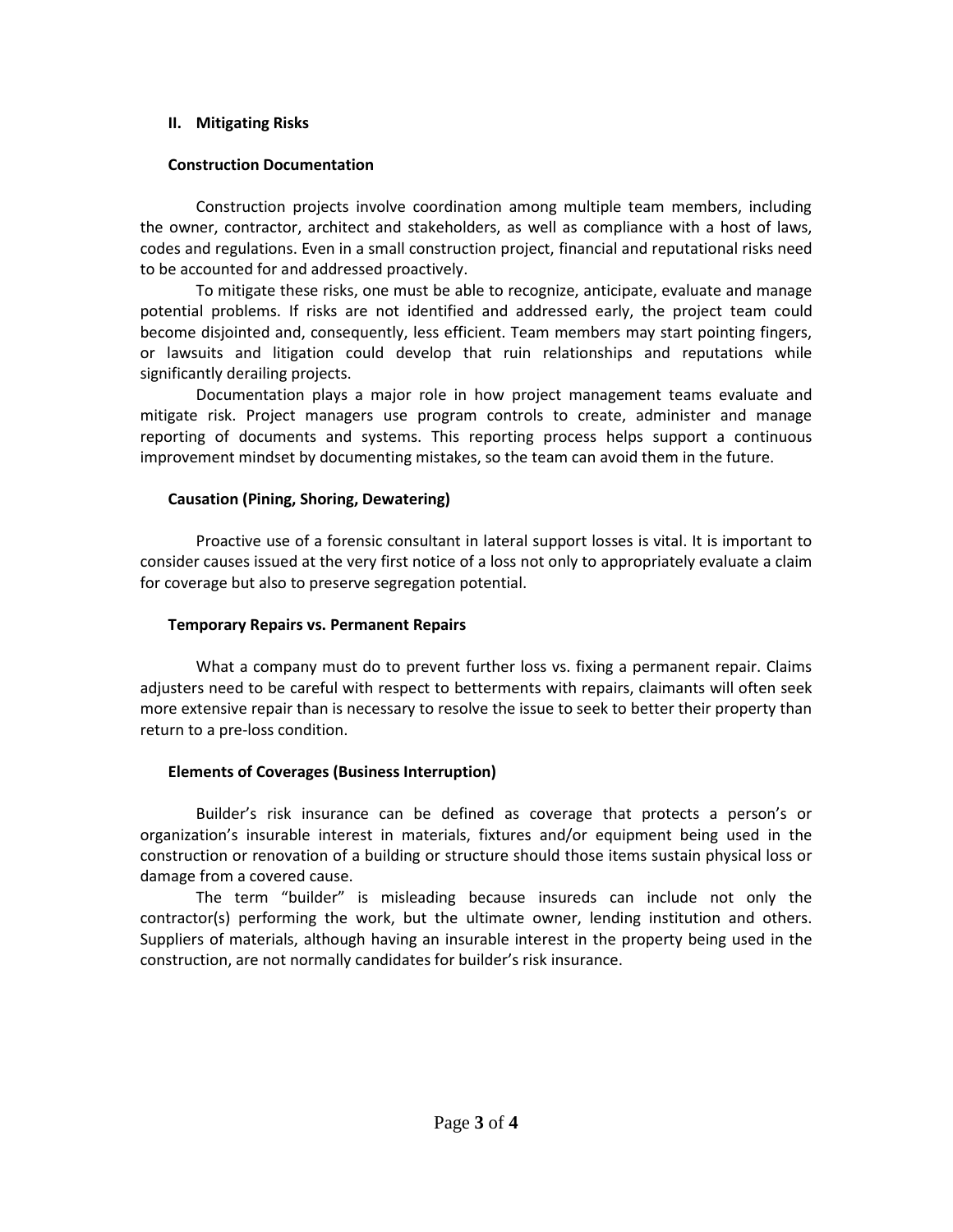## II. Mitigating Risks

### Construction Documentation

Construction projects involve coordination among multiple team members, including the owner, contractor, architect and stakeholders, as well as compliance with a host of laws, codes and regulations. Even in a small construction project, financial and reputational risks need to be accounted for and addressed proactively.

To mitigate these risks, one must be able to recognize, anticipate, evaluate and manage potential problems. If risks are not identified and addressed early, the project team could become disjointed and, consequently, less efficient. Team members may start pointing fingers, or lawsuits and litigation could develop that ruin relationships and reputations while significantly derailing projects.

Documentation plays a major role in how project management teams evaluate and mitigate risk. Project managers use program controls to create, administer and manage reporting of documents and systems. This reporting process helps support a continuous improvement mindset by documenting mistakes, so the team can avoid them in the future.

### Causation (Pining, Shoring, Dewatering)

Proactive use of a forensic consultant in lateral support losses is vital. It is important to consider causes issued at the very first notice of a loss not only to appropriately evaluate a claim for coverage but also to preserve segregation potential.

### Temporary Repairs vs. Permanent Repairs

What a company must do to prevent further loss vs. fixing a permanent repair. Claims adjusters need to be careful with respect to betterments with repairs, claimants will often seek more extensive repair than is necessary to resolve the issue to seek to better their property than return to a pre-loss condition.

### Elements of Coverages (Business Interruption)

Builder's risk insurance can be defined as coverage that protects a person's or organization's insurable interest in materials, fixtures and/or equipment being used in the construction or renovation of a building or structure should those items sustain physical loss or damage from a covered cause.

The term "builder" is misleading because insureds can include not only the contractor(s) performing the work, but the ultimate owner, lending institution and others. Suppliers of materials, although having an insurable interest in the property being used in the construction, are not normally candidates for builder's risk insurance.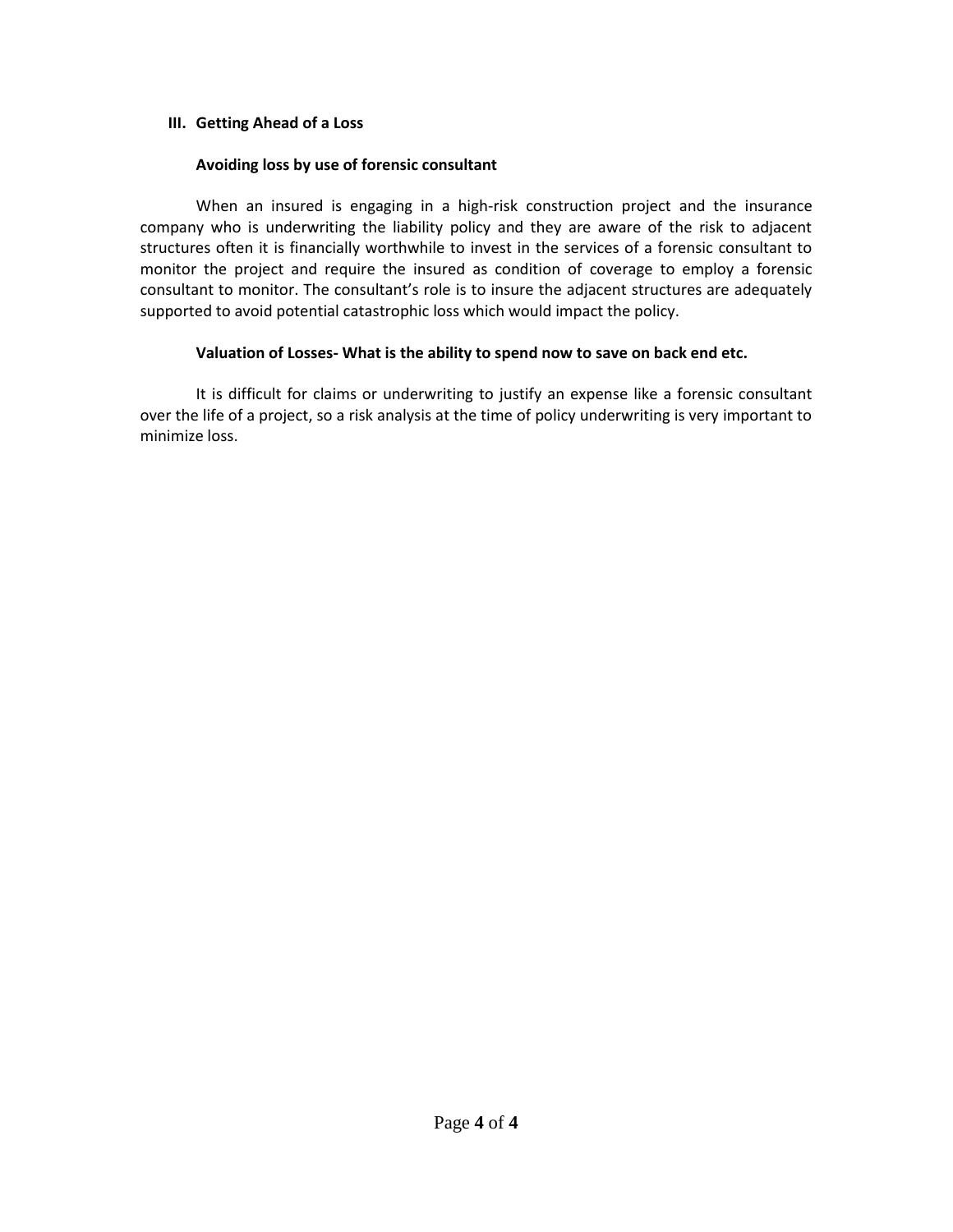## III. Getting Ahead of a Loss

### Avoiding loss by use of forensic consultant

When an insured is engaging in a high-risk construction project and the insurance company who is underwriting the liability policy and they are aware of the risk to adjacent structures often it is financially worthwhile to invest in the services of a forensic consultant to monitor the project and require the insured as condition of coverage to employ a forensic consultant to monitor. The consultant's role is to insure the adjacent structures are adequately supported to avoid potential catastrophic loss which would impact the policy.

### Valuation of Losses- What is the ability to spend now to save on back end etc.

It is difficult for claims or underwriting to justify an expense like a forensic consultant over the life of a project, so a risk analysis at the time of policy underwriting is very important to minimize loss.